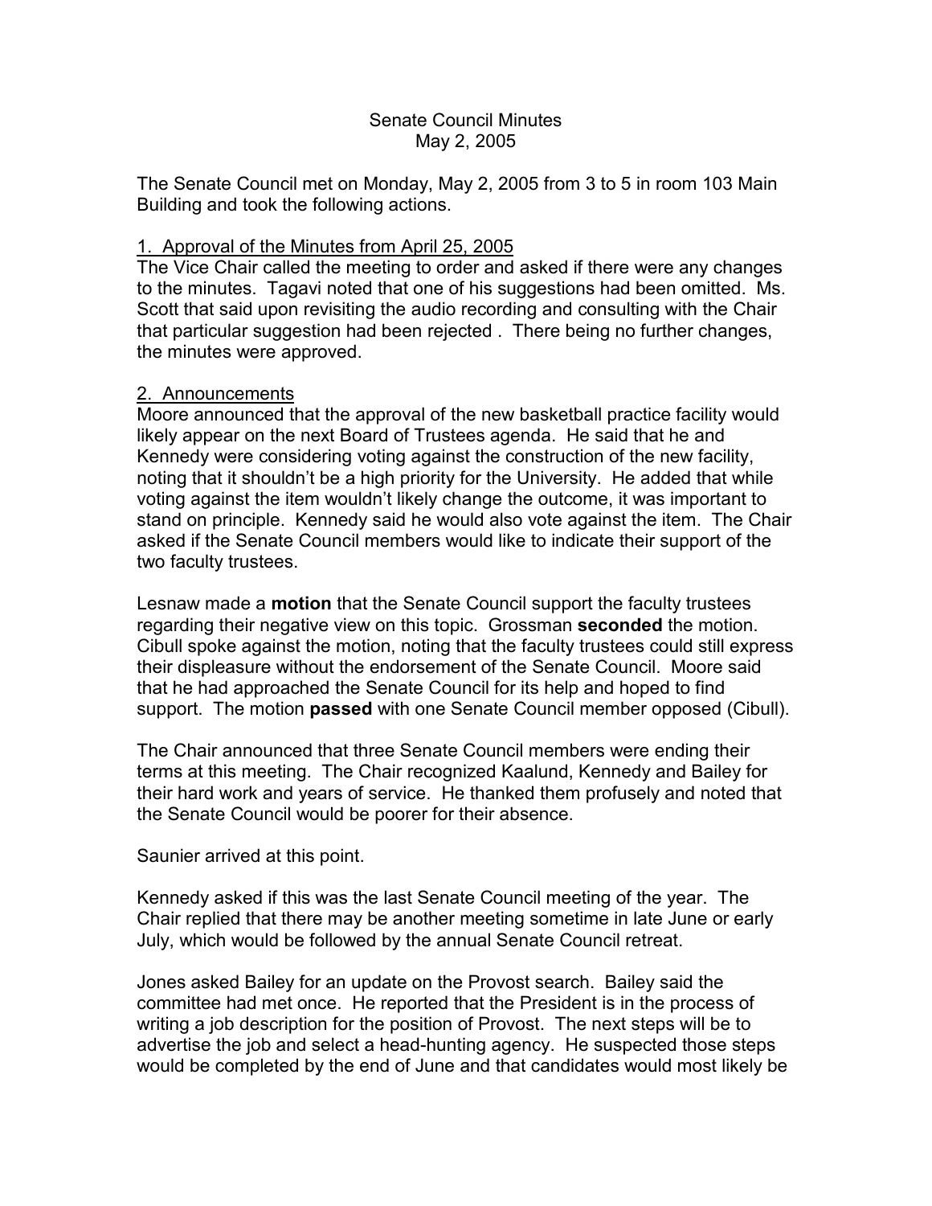# Senate Council Minutes
## May 2, 2005

The Senate Council met on Monday, May 2, 2005 from 3 to 5 in room 103 Main Building and took the following actions.

### 1. Approval of the Minutes from April 25, 2005

The Vice Chair called the meeting to order and asked if there were any changes to the minutes. Tagavi noted that one of his suggestions had been omitted. Ms. Scott that said upon revisiting the audio recording and consulting with the Chair that particular suggestion had been rejected . There being no further changes, the minutes were approved.

### 2. Announcements

Moore announced that the approval of the new basketball practice facility would likely appear on the next Board of Trustees agenda. He said that he and Kennedy were considering voting against the construction of the new facility, noting that it shouldn't be a high priority for the University. He added that while voting against the item wouldn't likely change the outcome, it was important to stand on principle. Kennedy said he would also vote against the item. The Chair asked if the Senate Council members would like to indicate their support of the two faculty trustees.

Lesnaw made a **motion** that the Senate Council support the faculty trustees regarding their negative view on this topic. Grossman **seconded** the motion. Cibull spoke against the motion, noting that the faculty trustees could still express their displeasure without the endorsement of the Senate Council. Moore said that he had approached the Senate Council for its help and hoped to find support. The motion **passed** with one Senate Council member opposed (Cibull).

The Chair announced that three Senate Council members were ending their terms at this meeting. The Chair recognized Kaalund, Kennedy and Bailey for their hard work and years of service. He thanked them profusely and noted that the Senate Council would be poorer for their absence.

Saunier arrived at this point.

Kennedy asked if this was the last Senate Council meeting of the year. The Chair replied that there may be another meeting sometime in late June or early July, which would be followed by the annual Senate Council retreat.

Jones asked Bailey for an update on the Provost search. Bailey said the committee had met once. He reported that the President is in the process of writing a job description for the position of Provost. The next steps will be to advertise the job and select a head-hunting agency. He suspected those steps would be completed by the end of June and that candidates would most likely be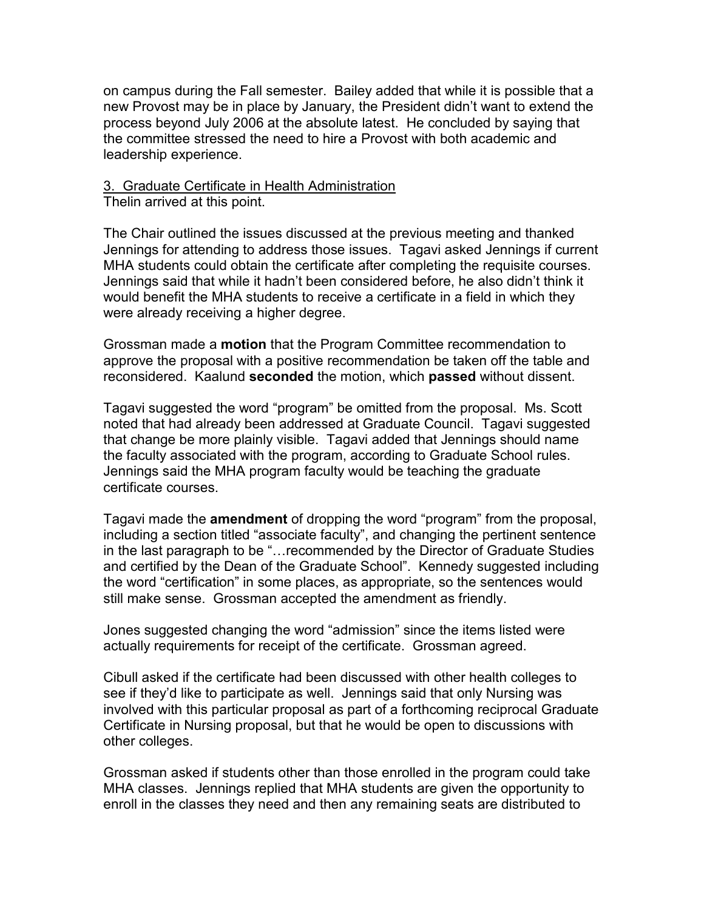on campus during the Fall semester. Bailey added that while it is possible that a new Provost may be in place by January, the President didn't want to extend the process beyond July 2006 at the absolute latest. He concluded by saying that the committee stressed the need to hire a Provost with both academic and leadership experience.

3. Graduate Certificate in Health Administration

Thelin arrived at this point.

The Chair outlined the issues discussed at the previous meeting and thanked Jennings for attending to address those issues. Tagavi asked Jennings if current MHA students could obtain the certificate after completing the requisite courses. Jennings said that while it hadn't been considered before, he also didn't think it would benefit the MHA students to receive a certificate in a field in which they were already receiving a higher degree.

Grossman made a **motion** that the Program Committee recommendation to approve the proposal with a positive recommendation be taken off the table and reconsidered. Kaalund **seconded** the motion, which **passed** without dissent.

Tagavi suggested the word "program" be omitted from the proposal. Ms. Scott noted that had already been addressed at Graduate Council. Tagavi suggested that change be more plainly visible. Tagavi added that Jennings should name the faculty associated with the program, according to Graduate School rules. Jennings said the MHA program faculty would be teaching the graduate certificate courses.

Tagavi made the **amendment** of dropping the word "program" from the proposal, including a section titled "associate faculty", and changing the pertinent sentence in the last paragraph to be "…recommended by the Director of Graduate Studies and certified by the Dean of the Graduate School". Kennedy suggested including the word "certification" in some places, as appropriate, so the sentences would still make sense. Grossman accepted the amendment as friendly.

Jones suggested changing the word "admission" since the items listed were actually requirements for receipt of the certificate. Grossman agreed.

Cibull asked if the certificate had been discussed with other health colleges to see if they'd like to participate as well. Jennings said that only Nursing was involved with this particular proposal as part of a forthcoming reciprocal Graduate Certificate in Nursing proposal, but that he would be open to discussions with other colleges.

Grossman asked if students other than those enrolled in the program could take MHA classes. Jennings replied that MHA students are given the opportunity to enroll in the classes they need and then any remaining seats are distributed to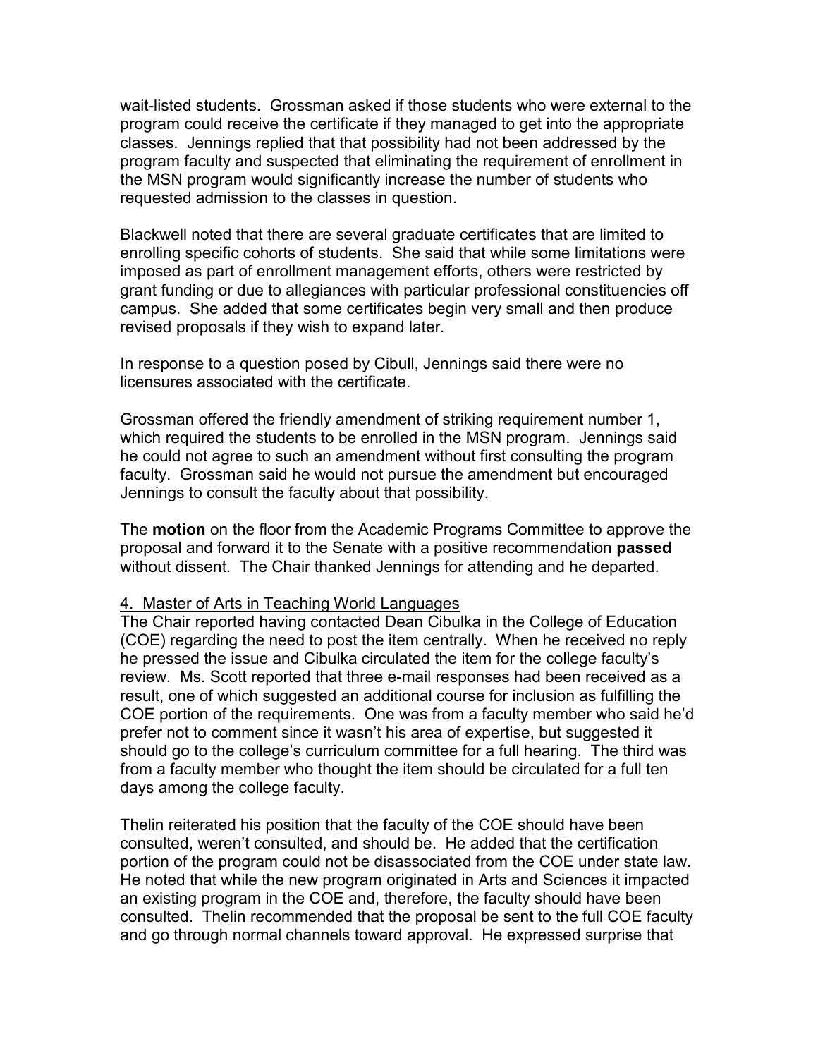wait-listed students. Grossman asked if those students who were external to the program could receive the certificate if they managed to get into the appropriate classes. Jennings replied that that possibility had not been addressed by the program faculty and suspected that eliminating the requirement of enrollment in the MSN program would significantly increase the number of students who requested admission to the classes in question.

Blackwell noted that there are several graduate certificates that are limited to enrolling specific cohorts of students. She said that while some limitations were imposed as part of enrollment management efforts, others were restricted by grant funding or due to allegiances with particular professional constituencies off campus. She added that some certificates begin very small and then produce revised proposals if they wish to expand later.

In response to a question posed by Cibull, Jennings said there were no licensures associated with the certificate.

Grossman offered the friendly amendment of striking requirement number 1, which required the students to be enrolled in the MSN program. Jennings said he could not agree to such an amendment without first consulting the program faculty. Grossman said he would not pursue the amendment but encouraged Jennings to consult the faculty about that possibility.

The **motion** on the floor from the Academic Programs Committee to approve the proposal and forward it to the Senate with a positive recommendation **passed** without dissent. The Chair thanked Jennings for attending and he departed.

4. Master of Arts in Teaching World Languages

The Chair reported having contacted Dean Cibulka in the College of Education (COE) regarding the need to post the item centrally. When he received no reply he pressed the issue and Cibulka circulated the item for the college faculty's review. Ms. Scott reported that three e-mail responses had been received as a result, one of which suggested an additional course for inclusion as fulfilling the COE portion of the requirements. One was from a faculty member who said he'd prefer not to comment since it wasn't his area of expertise, but suggested it should go to the college's curriculum committee for a full hearing. The third was from a faculty member who thought the item should be circulated for a full ten days among the college faculty.

Thelin reiterated his position that the faculty of the COE should have been consulted, weren't consulted, and should be. He added that the certification portion of the program could not be disassociated from the COE under state law. He noted that while the new program originated in Arts and Sciences it impacted an existing program in the COE and, therefore, the faculty should have been consulted. Thelin recommended that the proposal be sent to the full COE faculty and go through normal channels toward approval. He expressed surprise that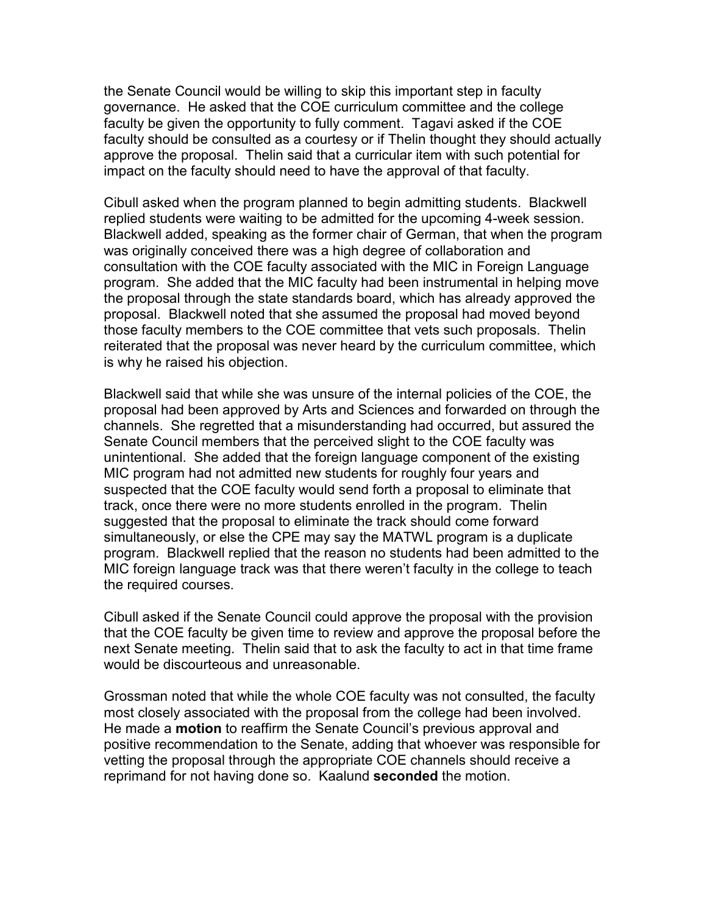the Senate Council would be willing to skip this important step in faculty governance. He asked that the COE curriculum committee and the college faculty be given the opportunity to fully comment. Tagavi asked if the COE faculty should be consulted as a courtesy or if Thelin thought they should actually approve the proposal. Thelin said that a curricular item with such potential for impact on the faculty should need to have the approval of that faculty.

Cibull asked when the program planned to begin admitting students. Blackwell replied students were waiting to be admitted for the upcoming 4-week session. Blackwell added, speaking as the former chair of German, that when the program was originally conceived there was a high degree of collaboration and consultation with the COE faculty associated with the MIC in Foreign Language program. She added that the MIC faculty had been instrumental in helping move the proposal through the state standards board, which has already approved the proposal. Blackwell noted that she assumed the proposal had moved beyond those faculty members to the COE committee that vets such proposals. Thelin reiterated that the proposal was never heard by the curriculum committee, which is why he raised his objection.

Blackwell said that while she was unsure of the internal policies of the COE, the proposal had been approved by Arts and Sciences and forwarded on through the channels. She regretted that a misunderstanding had occurred, but assured the Senate Council members that the perceived slight to the COE faculty was unintentional. She added that the foreign language component of the existing MIC program had not admitted new students for roughly four years and suspected that the COE faculty would send forth a proposal to eliminate that track, once there were no more students enrolled in the program. Thelin suggested that the proposal to eliminate the track should come forward simultaneously, or else the CPE may say the MATWL program is a duplicate program. Blackwell replied that the reason no students had been admitted to the MIC foreign language track was that there weren't faculty in the college to teach the required courses.

Cibull asked if the Senate Council could approve the proposal with the provision that the COE faculty be given time to review and approve the proposal before the next Senate meeting. Thelin said that to ask the faculty to act in that time frame would be discourteous and unreasonable.

Grossman noted that while the whole COE faculty was not consulted, the faculty most closely associated with the proposal from the college had been involved. He made a **motion** to reaffirm the Senate Council's previous approval and positive recommendation to the Senate, adding that whoever was responsible for vetting the proposal through the appropriate COE channels should receive a reprimand for not having done so. Kaalund **seconded** the motion.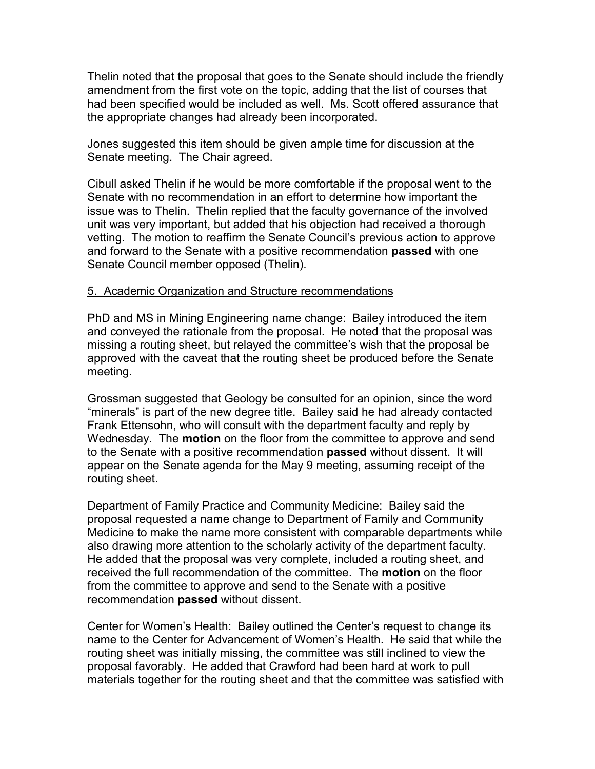Thelin noted that the proposal that goes to the Senate should include the friendly amendment from the first vote on the topic, adding that the list of courses that had been specified would be included as well. Ms. Scott offered assurance that the appropriate changes had already been incorporated.

Jones suggested this item should be given ample time for discussion at the Senate meeting. The Chair agreed.

Cibull asked Thelin if he would be more comfortable if the proposal went to the Senate with no recommendation in an effort to determine how important the issue was to Thelin. Thelin replied that the faculty governance of the involved unit was very important, but added that his objection had received a thorough vetting. The motion to reaffirm the Senate Council's previous action to approve and forward to the Senate with a positive recommendation **passed** with one Senate Council member opposed (Thelin).

<u>5. Academic Organization and Structure recommendations</u>

PhD and MS in Mining Engineering name change: Bailey introduced the item and conveyed the rationale from the proposal. He noted that the proposal was missing a routing sheet, but relayed the committee's wish that the proposal be approved with the caveat that the routing sheet be produced before the Senate meeting.

Grossman suggested that Geology be consulted for an opinion, since the word "minerals" is part of the new degree title. Bailey said he had already contacted Frank Ettensohn, who will consult with the department faculty and reply by Wednesday. The **motion** on the floor from the committee to approve and send to the Senate with a positive recommendation **passed** without dissent. It will appear on the Senate agenda for the May 9 meeting, assuming receipt of the routing sheet.

Department of Family Practice and Community Medicine: Bailey said the proposal requested a name change to Department of Family and Community Medicine to make the name more consistent with comparable departments while also drawing more attention to the scholarly activity of the department faculty. He added that the proposal was very complete, included a routing sheet, and received the full recommendation of the committee. The **motion** on the floor from the committee to approve and send to the Senate with a positive recommendation **passed** without dissent.

Center for Women's Health: Bailey outlined the Center's request to change its name to the Center for Advancement of Women's Health. He said that while the routing sheet was initially missing, the committee was still inclined to view the proposal favorably. He added that Crawford had been hard at work to pull materials together for the routing sheet and that the committee was satisfied with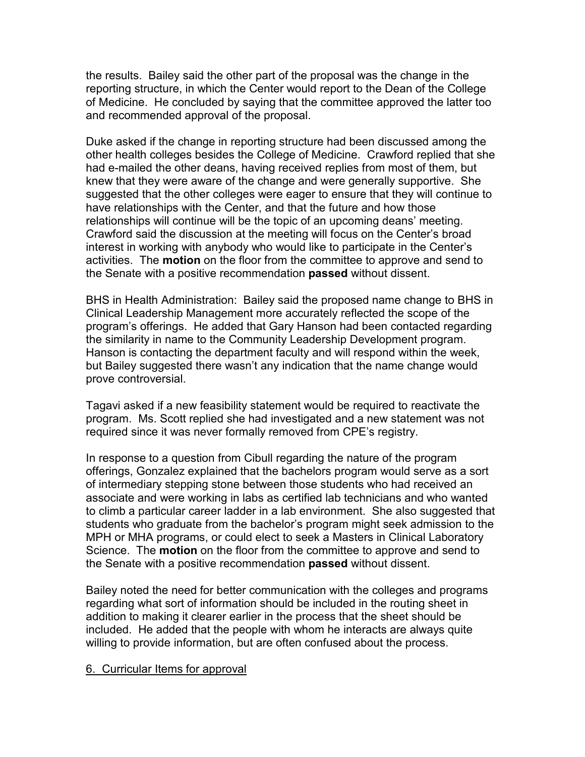the results. Bailey said the other part of the proposal was the change in the reporting structure, in which the Center would report to the Dean of the College of Medicine. He concluded by saying that the committee approved the latter too and recommended approval of the proposal.

Duke asked if the change in reporting structure had been discussed among the other health colleges besides the College of Medicine. Crawford replied that she had e-mailed the other deans, having received replies from most of them, but knew that they were aware of the change and were generally supportive. She suggested that the other colleges were eager to ensure that they will continue to have relationships with the Center, and that the future and how those relationships will continue will be the topic of an upcoming deans' meeting. Crawford said the discussion at the meeting will focus on the Center's broad interest in working with anybody who would like to participate in the Center's activities. The **motion** on the floor from the committee to approve and send to the Senate with a positive recommendation **passed** without dissent.

BHS in Health Administration: Bailey said the proposed name change to BHS in Clinical Leadership Management more accurately reflected the scope of the program's offerings. He added that Gary Hanson had been contacted regarding the similarity in name to the Community Leadership Development program. Hanson is contacting the department faculty and will respond within the week, but Bailey suggested there wasn't any indication that the name change would prove controversial.

Tagavi asked if a new feasibility statement would be required to reactivate the program. Ms. Scott replied she had investigated and a new statement was not required since it was never formally removed from CPE's registry.

In response to a question from Cibull regarding the nature of the program offerings, Gonzalez explained that the bachelors program would serve as a sort of intermediary stepping stone between those students who had received an associate and were working in labs as certified lab technicians and who wanted to climb a particular career ladder in a lab environment. She also suggested that students who graduate from the bachelor's program might seek admission to the MPH or MHA programs, or could elect to seek a Masters in Clinical Laboratory Science. The **motion** on the floor from the committee to approve and send to the Senate with a positive recommendation **passed** without dissent.

Bailey noted the need for better communication with the colleges and programs regarding what sort of information should be included in the routing sheet in addition to making it clearer earlier in the process that the sheet should be included. He added that the people with whom he interacts are always quite willing to provide information, but are often confused about the process.

6. Curricular Items for approval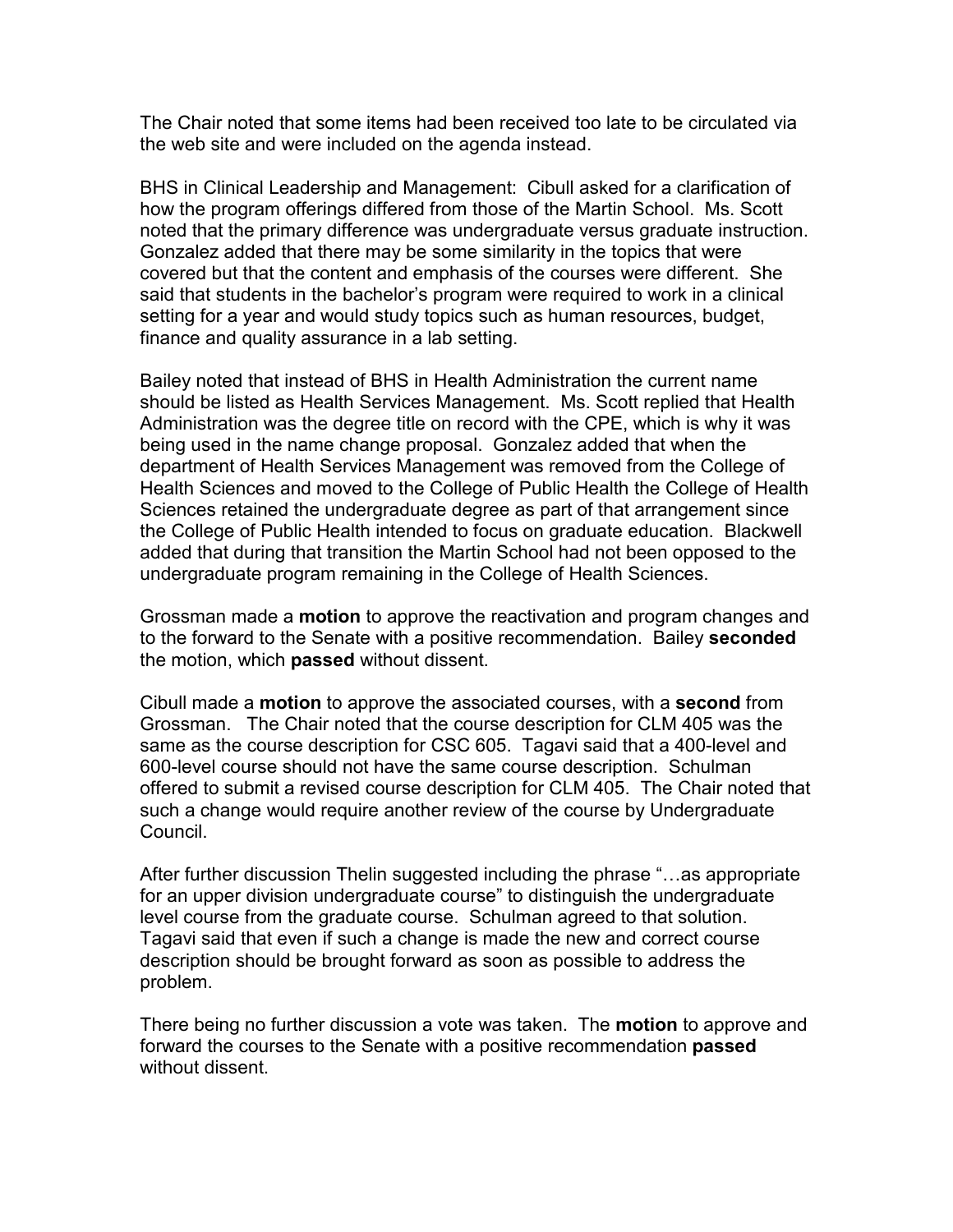The Chair noted that some items had been received too late to be circulated via the web site and were included on the agenda instead.

BHS in Clinical Leadership and Management: Cibull asked for a clarification of how the program offerings differed from those of the Martin School. Ms. Scott noted that the primary difference was undergraduate versus graduate instruction. Gonzalez added that there may be some similarity in the topics that were covered but that the content and emphasis of the courses were different. She said that students in the bachelor's program were required to work in a clinical setting for a year and would study topics such as human resources, budget, finance and quality assurance in a lab setting.

Bailey noted that instead of BHS in Health Administration the current name should be listed as Health Services Management. Ms. Scott replied that Health Administration was the degree title on record with the CPE, which is why it was being used in the name change proposal. Gonzalez added that when the department of Health Services Management was removed from the College of Health Sciences and moved to the College of Public Health the College of Health Sciences retained the undergraduate degree as part of that arrangement since the College of Public Health intended to focus on graduate education. Blackwell added that during that transition the Martin School had not been opposed to the undergraduate program remaining in the College of Health Sciences.

Grossman made a **motion** to approve the reactivation and program changes and to the forward to the Senate with a positive recommendation. Bailey **seconded** the motion, which **passed** without dissent.

Cibull made a **motion** to approve the associated courses, with a **second** from Grossman. The Chair noted that the course description for CLM 405 was the same as the course description for CSC 605. Tagavi said that a 400-level and 600-level course should not have the same course description. Schulman offered to submit a revised course description for CLM 405. The Chair noted that such a change would require another review of the course by Undergraduate Council.

After further discussion Thelin suggested including the phrase "…as appropriate for an upper division undergraduate course" to distinguish the undergraduate level course from the graduate course. Schulman agreed to that solution. Tagavi said that even if such a change is made the new and correct course description should be brought forward as soon as possible to address the problem.

There being no further discussion a vote was taken. The **motion** to approve and forward the courses to the Senate with a positive recommendation **passed** without dissent.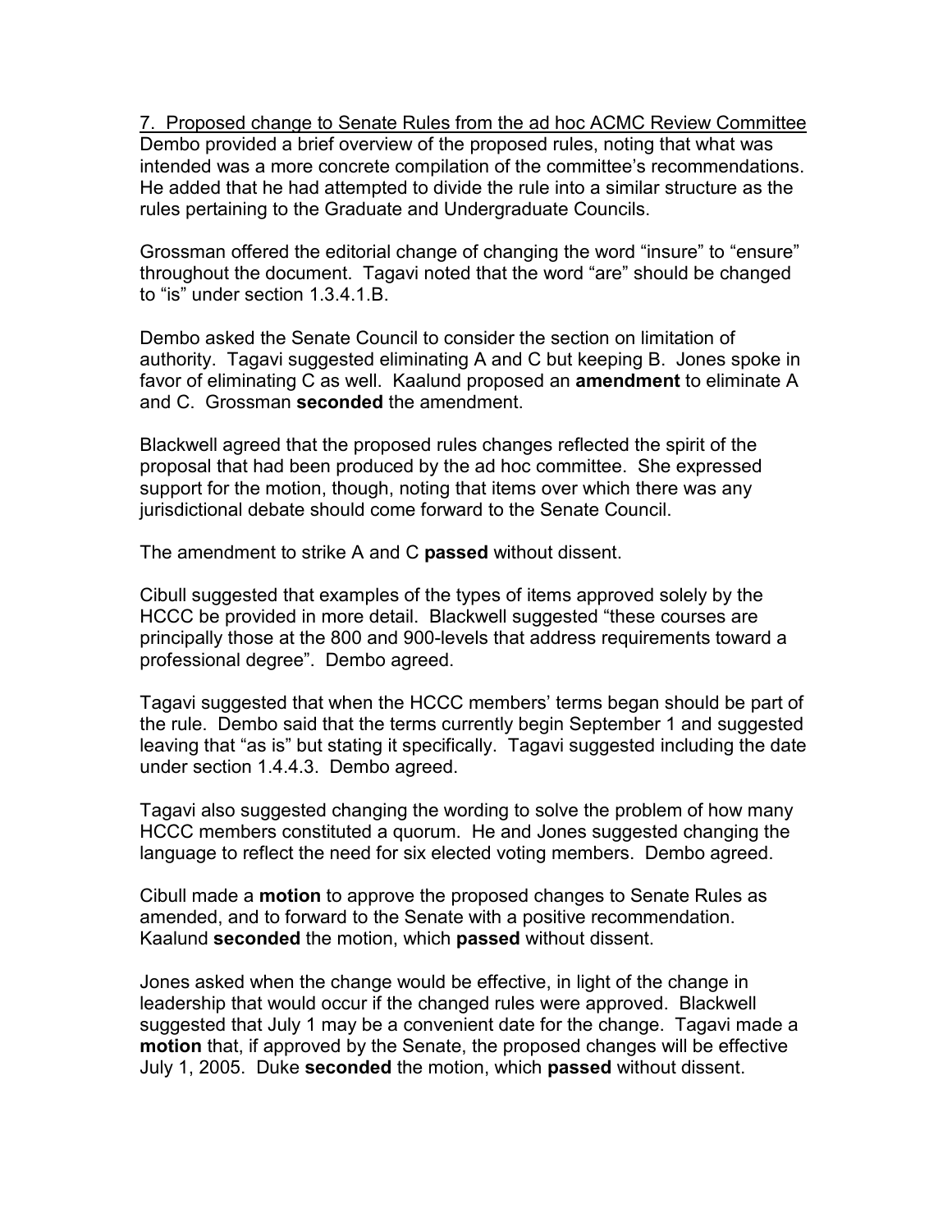7. Proposed change to Senate Rules from the ad hoc ACMC Review Committee

Dembo provided a brief overview of the proposed rules, noting that what was intended was a more concrete compilation of the committee's recommendations. He added that he had attempted to divide the rule into a similar structure as the rules pertaining to the Graduate and Undergraduate Councils.

Grossman offered the editorial change of changing the word "insure" to "ensure" throughout the document. Tagavi noted that the word "are" should be changed to "is" under section 1.3.4.1.B.

Dembo asked the Senate Council to consider the section on limitation of authority. Tagavi suggested eliminating A and C but keeping B. Jones spoke in favor of eliminating C as well. Kaalund proposed an **amendment** to eliminate A and C. Grossman **seconded** the amendment.

Blackwell agreed that the proposed rules changes reflected the spirit of the proposal that had been produced by the ad hoc committee. She expressed support for the motion, though, noting that items over which there was any jurisdictional debate should come forward to the Senate Council.

The amendment to strike A and C **passed** without dissent.

Cibull suggested that examples of the types of items approved solely by the HCCC be provided in more detail. Blackwell suggested "these courses are principally those at the 800 and 900-levels that address requirements toward a professional degree". Dembo agreed.

Tagavi suggested that when the HCCC members' terms began should be part of the rule. Dembo said that the terms currently begin September 1 and suggested leaving that "as is" but stating it specifically. Tagavi suggested including the date under section 1.4.4.3. Dembo agreed.

Tagavi also suggested changing the wording to solve the problem of how many HCCC members constituted a quorum. He and Jones suggested changing the language to reflect the need for six elected voting members. Dembo agreed.

Cibull made a **motion** to approve the proposed changes to Senate Rules as amended, and to forward to the Senate with a positive recommendation. Kaalund **seconded** the motion, which **passed** without dissent.

Jones asked when the change would be effective, in light of the change in leadership that would occur if the changed rules were approved. Blackwell suggested that July 1 may be a convenient date for the change. Tagavi made a **motion** that, if approved by the Senate, the proposed changes will be effective July 1, 2005. Duke **seconded** the motion, which **passed** without dissent.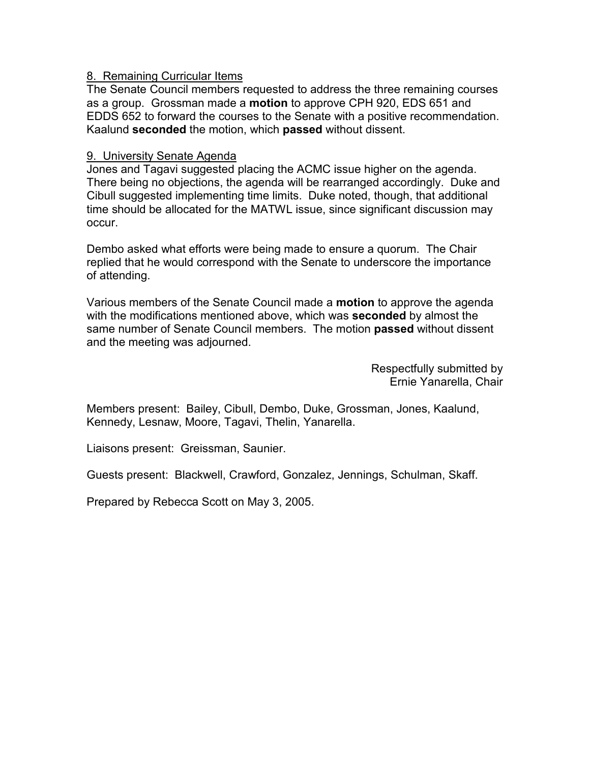8. Remaining Curricular Items

The Senate Council members requested to address the three remaining courses as a group. Grossman made a **motion** to approve CPH 920, EDS 651 and EDDS 652 to forward the courses to the Senate with a positive recommendation. Kaalund **seconded** the motion, which **passed** without dissent.

9. University Senate Agenda

Jones and Tagavi suggested placing the ACMC issue higher on the agenda. There being no objections, the agenda will be rearranged accordingly. Duke and Cibull suggested implementing time limits. Duke noted, though, that additional time should be allocated for the MATWL issue, since significant discussion may occur.

Dembo asked what efforts were being made to ensure a quorum. The Chair replied that he would correspond with the Senate to underscore the importance of attending.

Various members of the Senate Council made a **motion** to approve the agenda with the modifications mentioned above, which was **seconded** by almost the same number of Senate Council members. The motion **passed** without dissent and the meeting was adjourned.

Respectfully submitted by
Ernie Yanarella, Chair

Members present: Bailey, Cibull, Dembo, Duke, Grossman, Jones, Kaalund, Kennedy, Lesnaw, Moore, Tagavi, Thelin, Yanarella.

Liaisons present: Greissman, Saunier.

Guests present: Blackwell, Crawford, Gonzalez, Jennings, Schulman, Skaff.

Prepared by Rebecca Scott on May 3, 2005.